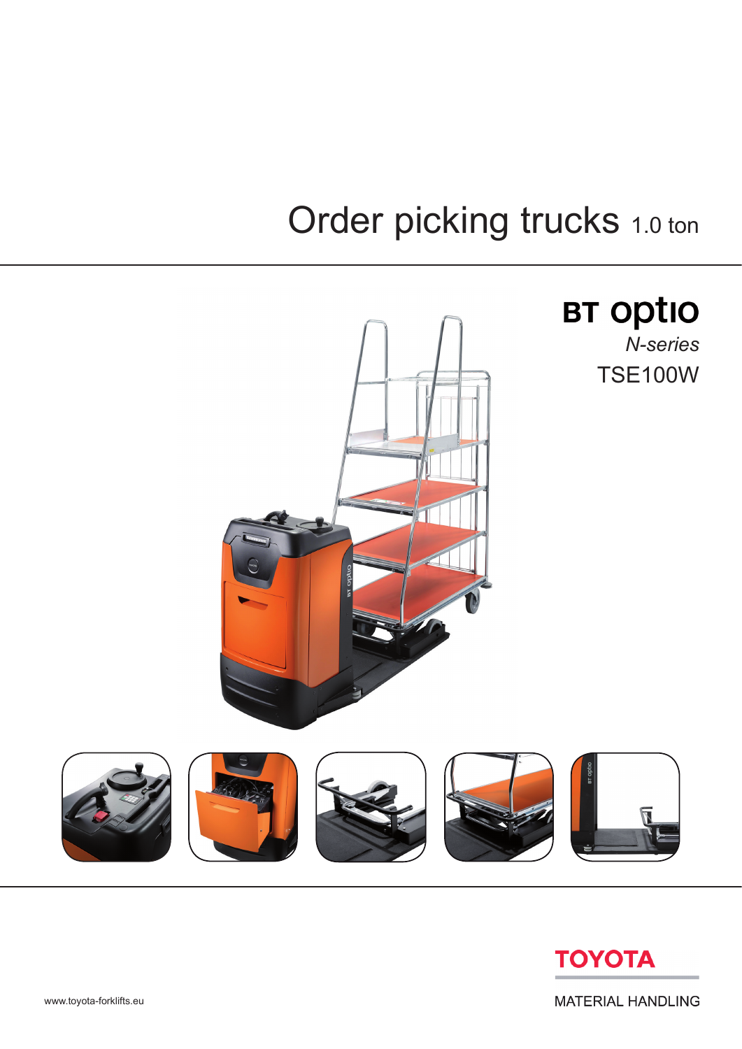# Order picking trucks 1.0 ton

## BT optio

*N-series*

TSE100W

www.toyota-forklifts.eu

TOYOTA

MATERIAL HANDLING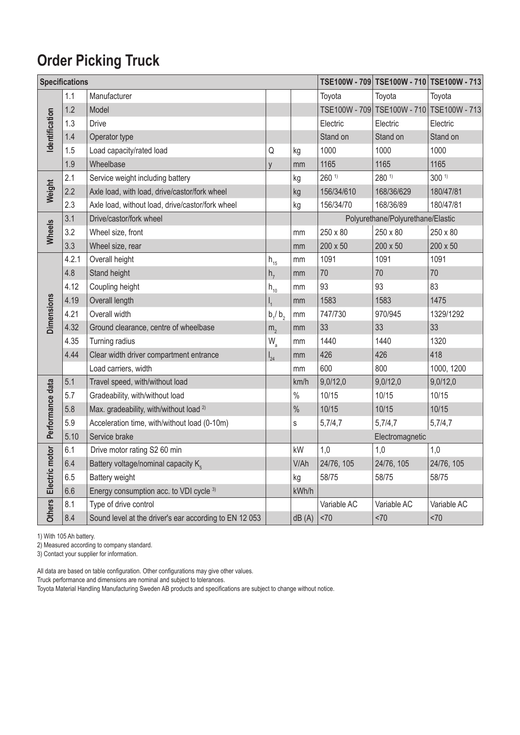# Order Picking Truck

| Specifications | | | | | TSE100W - 709 | TSE100W - 710 | TSE100W - 713 |
|---|---|---|---|---|---|---|---|
| Identification | 1.1 | Manufacturer | | | Toyota | Toyota | Toyota |
| | 1.2 | Model | | | TSE100W - 709 | TSE100W - 710 | TSE100W - 713 |
| | 1.3 | Drive | | | Electric | Electric | Electric |
| | 1.4 | Operator type | | | Stand on | Stand on | Stand on |
| | 1.5 | Load capacity/rated load | Q | kg | 1000 | 1000 | 1000 |
| | 1.9 | Wheelbase | y | mm | 1165 | 1165 | 1165 |
| Weight | 2.1 | Service weight including battery | | kg | 260 [1] | 280 [1] | 300 [1] |
| | 2.2 | Axle load, with load, drive/castor/fork wheel | | kg | 156/34/610 | 168/36/629 | 180/47/81 |
| | 2.3 | Axle load, without load, drive/castor/fork wheel | | kg | 156/34/70 | 168/36/89 | 180/47/81 |
| Wheels | 3.1 | Drive/castor/fork wheel | | | Polyurethane/Polyurethane/Elastic | | |
| | 3.2 | Wheel size, front | | mm | 250 x 80 | 250 x 80 | 250 x 80 |
| | 3.3 | Wheel size, rear | | mm | 200 x 50 | 200 x 50 | 200 x 50 |
| Dimensions | 4.2.1 | Overall height | $h_{15}$ | mm | 1091 | 1091 | 1091 |
| | 4.8 | Stand height | $h_7$ | mm | 70 | 70 | 70 |
| | 4.12 | Coupling height | $h_{10}$ | mm | 93 | 93 | 83 |
| | 4.19 | Overall length | $l_1$ | mm | 1583 | 1583 | 1475 |
| | 4.21 | Overall width | $b_1/b_2$ | mm | 747/730 | 970/945 | 1329/1292 |
| | 4.32 | Ground clearance, centre of wheelbase | $m_2$ | mm | 33 | 33 | 33 |
| | 4.35 | Turning radius | $W_a$ | mm | 1440 | 1440 | 1320 |
| | 4.44 | Clear width driver compartment entrance | $l_{24}$ | mm | 426 | 426 | 418 |
| | | Load carriers, width | | mm | 600 | 800 | 1000, 1200 |
| Performance data | 5.1 | Travel speed, with/without load | | km/h | 9,0/12,0 | 9,0/12,0 | 9,0/12,0 |
| | 5.7 | Gradeability, with/without load | | % | 10/15 | 10/15 | 10/15 |
| | 5.8 | Max. gradeability, with/without load [2] | | % | 10/15 | 10/15 | 10/15 |
| | 5.9 | Acceleration time, with/without load (0-10m) | | s | 5,7/4,7 | 5,7/4,7 | 5,7/4,7 |
| | 5.10 | Service brake | | | Electromagnetic | | |
| Electric motor | 6.1 | Drive motor rating S2 60 min | | kW | 1,0 | 1,0 | 1,0 |
| | 6.4 | Battery voltage/nominal capacity $K_5$ | | V/Ah | 24/76, 105 | 24/76, 105 | 24/76, 105 |
| | 6.5 | Battery weight | | kg | 58/75 | 58/75 | 58/75 |
| | 6.6 | Energy consumption acc. to VDI cycle [3] | | kWh/h | | | |
| Others | 8.1 | Type of drive control | | | Variable AC | Variable AC | Variable AC |
| | 8.4 | Sound level at the driver's ear according to EN 12 053 | | dB (A) | <70 | <70 | <70 |

1) With 105 Ah battery.
2) Measured according to company standard.
3) Contact your supplier for information.

All data are based on table configuration. Other configurations may give other values.
Truck performance and dimensions are nominal and subject to tolerances.
Toyota Material Handling Manufacturing Sweden AB products and specifications are subject to change without notice.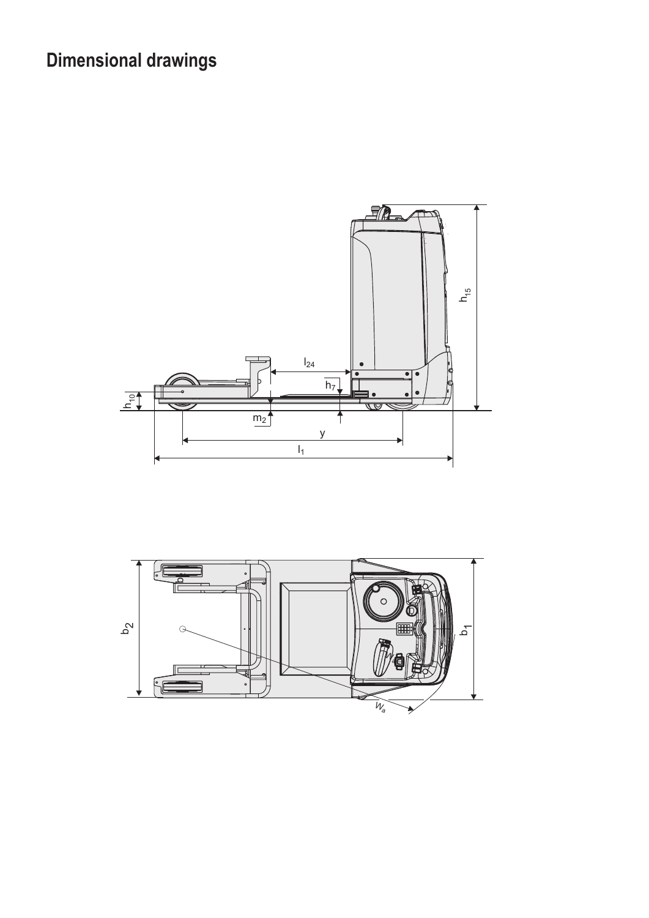## Dimensional drawings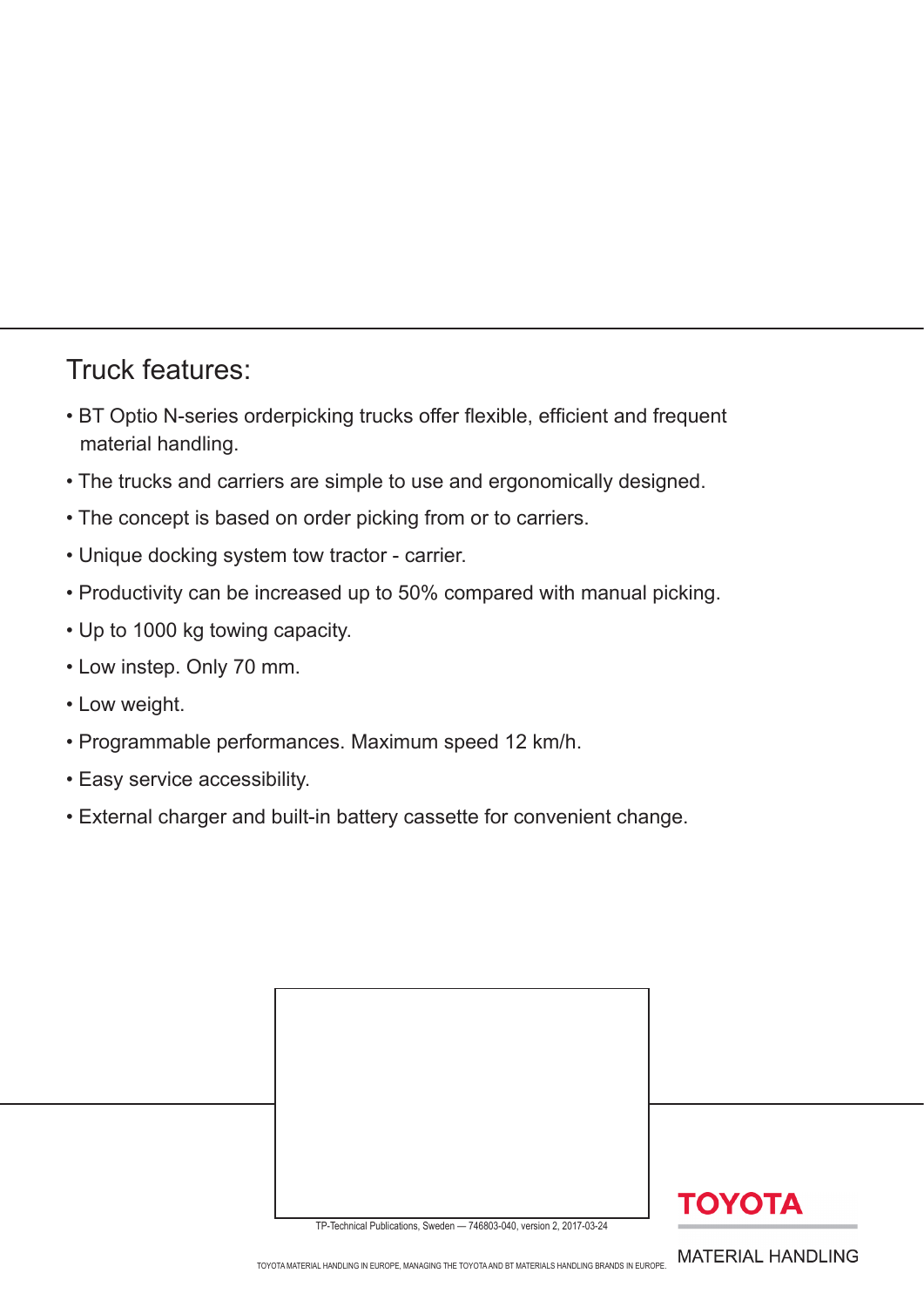## Truck features:

- BT Optio N-series orderpicking trucks offer flexible, efficient and frequent material handling.
- The trucks and carriers are simple to use and ergonomically designed.
- The concept is based on order picking from or to carriers.
- Unique docking system tow tractor - carrier.
- Productivity can be increased up to 50% compared with manual picking.
- Up to 1000 kg towing capacity.
- Low instep. Only 70 mm.
- Low weight.
- Programmable performances. Maximum speed 12 km/h.
- Easy service accessibility.
- External charger and built-in battery cassette for convenient change.

TP-Technical Publications, Sweden — 746803-040, version 2, 2017-03-24

TOYOTA MATERIAL HANDLING IN EUROPE, MANAGING THE TOYOTA AND BT MATERIALS HANDLING BRANDS IN EUROPE.

TOYOTA

MATERIAL HANDLING